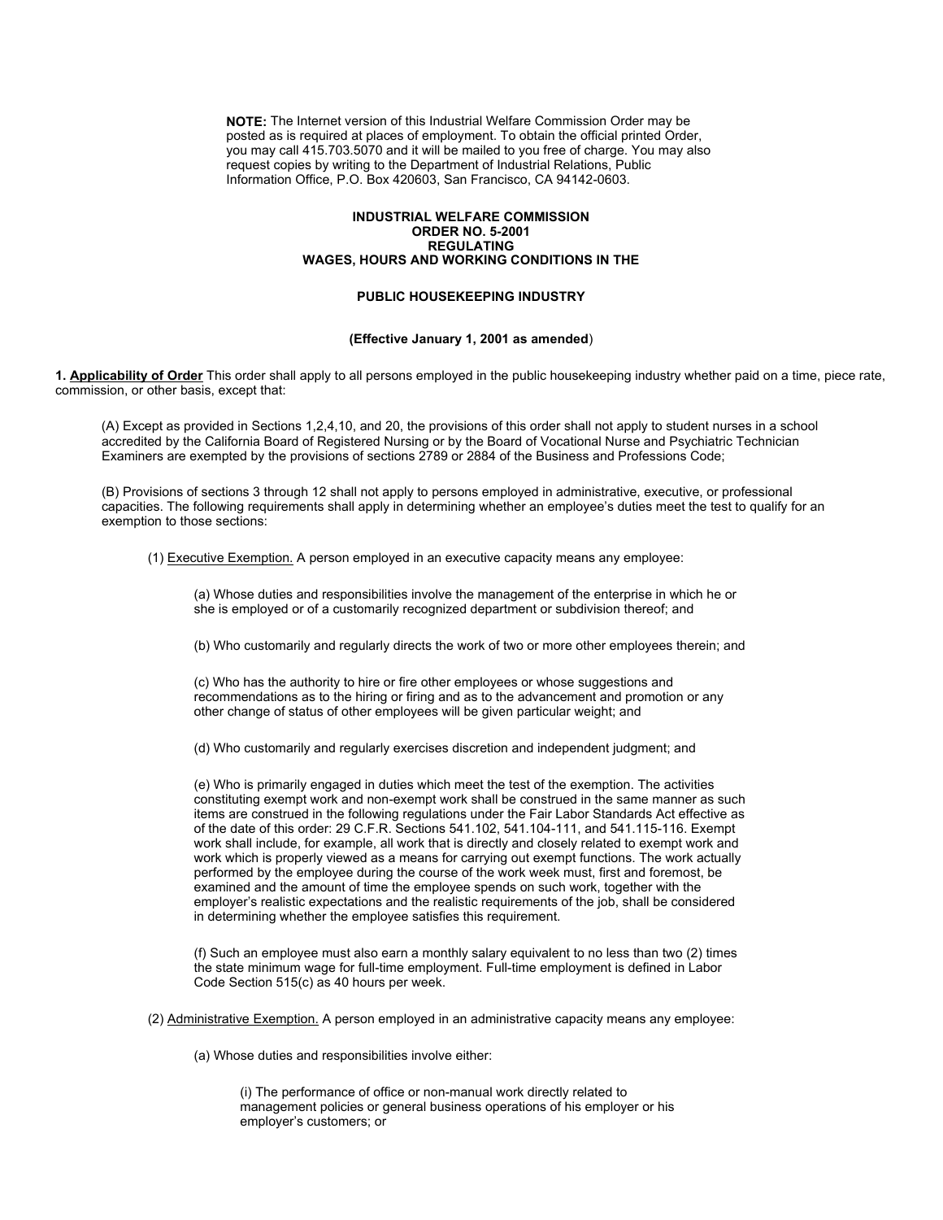**NOTE:** The Internet version of this Industrial Welfare Commission Order may be posted as is required at places of employment. To obtain the official printed Order, you may call 415.703.5070 and it will be mailed to you free of charge. You may also request copies by writing to the Department of Industrial Relations, Public Information Office, P.O. Box 420603, San Francisco, CA 94142-0603.

# INDUSTRIAL WELFARE COMMISSION ORDER NO. 5-2001 REGULATING WAGES, HOURS AND WORKING CONDITIONS IN THE

# PUBLIC HOUSEKEEPING INDUSTRY

**(Effective January 1, 2001 as amended)**

**1. Applicability of Order** This order shall apply to all persons employed in the public housekeeping industry whether paid on a time, piece rate, commission, or other basis, except that:

(A) Except as provided in Sections 1,2,4,10, and 20, the provisions of this order shall not apply to student nurses in a school accredited by the California Board of Registered Nursing or by the Board of Vocational Nurse and Psychiatric Technician Examiners are exempted by the provisions of sections 2789 or 2884 of the Business and Professions Code;

(B) Provisions of sections 3 through 12 shall not apply to persons employed in administrative, executive, or professional capacities. The following requirements shall apply in determining whether an employee's duties meet the test to qualify for an exemption to those sections:

(1) Executive Exemption. A person employed in an executive capacity means any employee:

(a) Whose duties and responsibilities involve the management of the enterprise in which he or she is employed or of a customarily recognized department or subdivision thereof; and

(b) Who customarily and regularly directs the work of two or more other employees therein; and

(c) Who has the authority to hire or fire other employees or whose suggestions and recommendations as to the hiring or firing and as to the advancement and promotion or any other change of status of other employees will be given particular weight; and

(d) Who customarily and regularly exercises discretion and independent judgment; and

(e) Who is primarily engaged in duties which meet the test of the exemption. The activities constituting exempt work and non-exempt work shall be construed in the same manner as such items are construed in the following regulations under the Fair Labor Standards Act effective as of the date of this order: 29 C.F.R. Sections 541.102, 541.104-111, and 541.115-116. Exempt work shall include, for example, all work that is directly and closely related to exempt work and work which is properly viewed as a means for carrying out exempt functions. The work actually performed by the employee during the course of the work week must, first and foremost, be examined and the amount of time the employee spends on such work, together with the employer's realistic expectations and the realistic requirements of the job, shall be considered in determining whether the employee satisfies this requirement.

(f) Such an employee must also earn a monthly salary equivalent to no less than two (2) times the state minimum wage for full-time employment. Full-time employment is defined in Labor Code Section 515(c) as 40 hours per week.

(2) Administrative Exemption. A person employed in an administrative capacity means any employee:

(a) Whose duties and responsibilities involve either:

(i) The performance of office or non-manual work directly related to management policies or general business operations of his employer or his employer's customers; or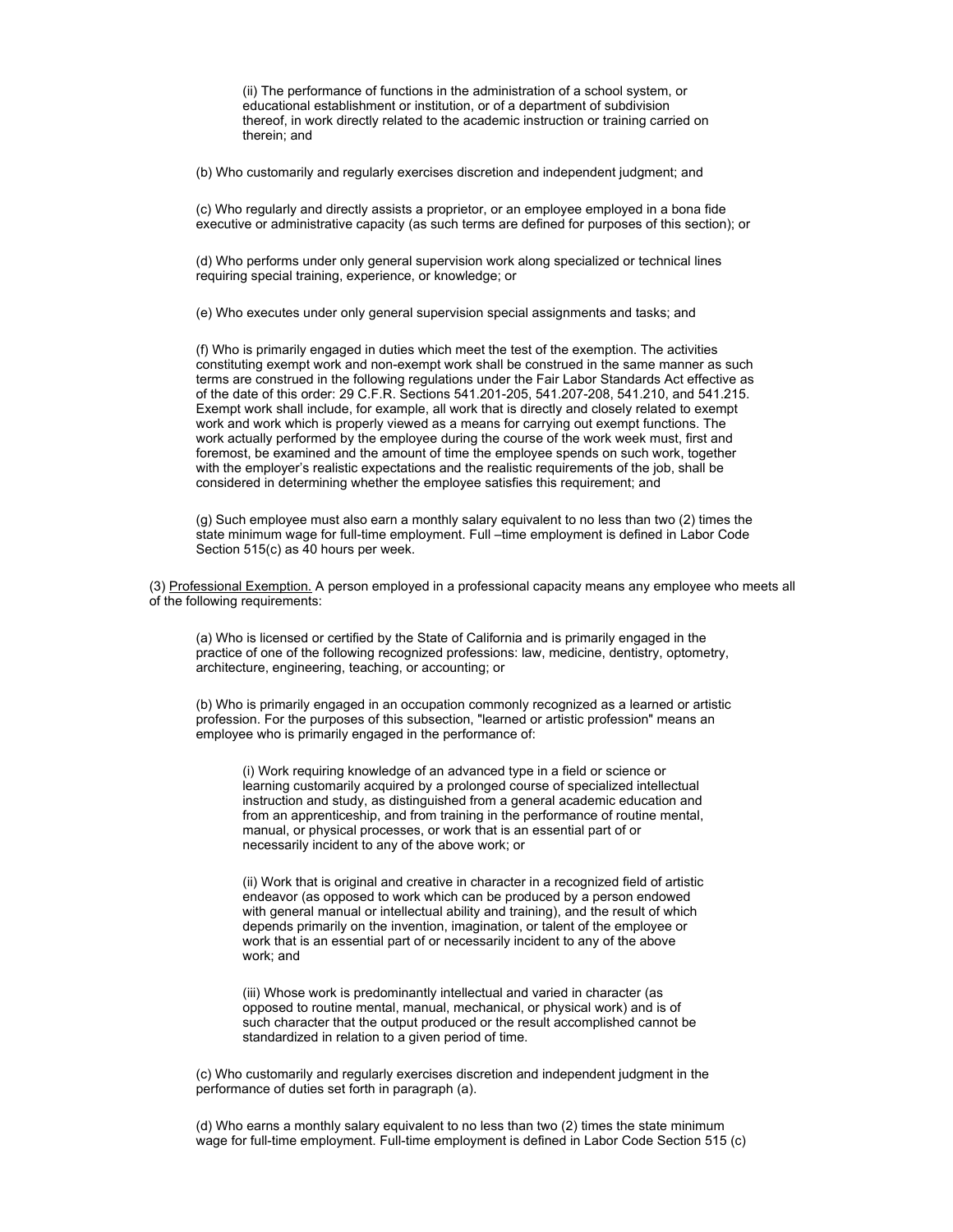(ii) The performance of functions in the administration of a school system, or educational establishment or institution, or of a department of subdivision thereof, in work directly related to the academic instruction or training carried on therein; and

(b) Who customarily and regularly exercises discretion and independent judgment; and

(c) Who regularly and directly assists a proprietor, or an employee employed in a bona fide executive or administrative capacity (as such terms are defined for purposes of this section); or

(d) Who performs under only general supervision work along specialized or technical lines requiring special training, experience, or knowledge; or

(e) Who executes under only general supervision special assignments and tasks; and

(f) Who is primarily engaged in duties which meet the test of the exemption. The activities constituting exempt work and non-exempt work shall be construed in the same manner as such terms are construed in the following regulations under the Fair Labor Standards Act effective as of the date of this order: 29 C.F.R. Sections 541.201-205, 541.207-208, 541.210, and 541.215. Exempt work shall include, for example, all work that is directly and closely related to exempt work and work which is properly viewed as a means for carrying out exempt functions. The work actually performed by the employee during the course of the work week must, first and foremost, be examined and the amount of time the employee spends on such work, together with the employer's realistic expectations and the realistic requirements of the job, shall be considered in determining whether the employee satisfies this requirement; and

(g) Such employee must also earn a monthly salary equivalent to no less than two (2) times the state minimum wage for full-time employment. Full –time employment is defined in Labor Code Section 515(c) as 40 hours per week.

(3) Professional Exemption. A person employed in a professional capacity means any employee who meets all of the following requirements:

(a) Who is licensed or certified by the State of California and is primarily engaged in the practice of one of the following recognized professions: law, medicine, dentistry, optometry, architecture, engineering, teaching, or accounting; or

(b) Who is primarily engaged in an occupation commonly recognized as a learned or artistic profession. For the purposes of this subsection, "learned or artistic profession" means an employee who is primarily engaged in the performance of:

(i) Work requiring knowledge of an advanced type in a field or science or learning customarily acquired by a prolonged course of specialized intellectual instruction and study, as distinguished from a general academic education and from an apprenticeship, and from training in the performance of routine mental, manual, or physical processes, or work that is an essential part of or necessarily incident to any of the above work; or

(ii) Work that is original and creative in character in a recognized field of artistic endeavor (as opposed to work which can be produced by a person endowed with general manual or intellectual ability and training), and the result of which depends primarily on the invention, imagination, or talent of the employee or work that is an essential part of or necessarily incident to any of the above work; and

(iii) Whose work is predominantly intellectual and varied in character (as opposed to routine mental, manual, mechanical, or physical work) and is of such character that the output produced or the result accomplished cannot be standardized in relation to a given period of time.

(c) Who customarily and regularly exercises discretion and independent judgment in the performance of duties set forth in paragraph (a).

(d) Who earns a monthly salary equivalent to no less than two (2) times the state minimum wage for full-time employment. Full-time employment is defined in Labor Code Section 515 (c)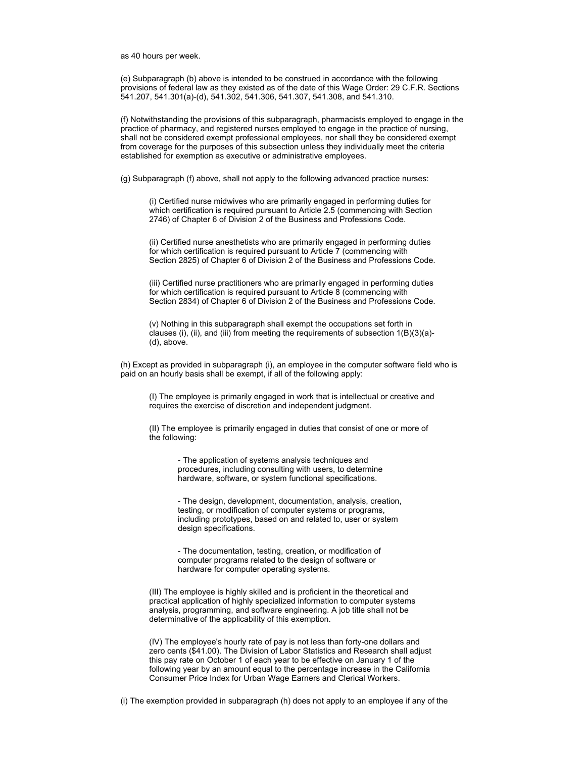as 40 hours per week.

(e) Subparagraph (b) above is intended to be construed in accordance with the following provisions of federal law as they existed as of the date of this Wage Order: 29 C.F.R. Sections 541.207, 541.301(a)-(d), 541.302, 541.306, 541.307, 541.308, and 541.310.

(f) Notwithstanding the provisions of this subparagraph, pharmacists employed to engage in the practice of pharmacy, and registered nurses employed to engage in the practice of nursing, shall not be considered exempt professional employees, nor shall they be considered exempt from coverage for the purposes of this subsection unless they individually meet the criteria established for exemption as executive or administrative employees.

(g) Subparagraph (f) above, shall not apply to the following advanced practice nurses:

> (i) Certified nurse midwives who are primarily engaged in performing duties for which certification is required pursuant to Article 2.5 (commencing with Section 2746) of Chapter 6 of Division 2 of the Business and Professions Code.
>
> (ii) Certified nurse anesthetists who are primarily engaged in performing duties for which certification is required pursuant to Article 7 (commencing with Section 2825) of Chapter 6 of Division 2 of the Business and Professions Code.
>
> (iii) Certified nurse practitioners who are primarily engaged in performing duties for which certification is required pursuant to Article 8 (commencing with Section 2834) of Chapter 6 of Division 2 of the Business and Professions Code.
>
> (v) Nothing in this subparagraph shall exempt the occupations set forth in clauses (i), (ii), and (iii) from meeting the requirements of subsection 1(B)(3)(a)-(d), above.

(h) Except as provided in subparagraph (i), an employee in the computer software field who is paid on an hourly basis shall be exempt, if all of the following apply:

> (I) The employee is primarily engaged in work that is intellectual or creative and requires the exercise of discretion and independent judgment.
>
> (II) The employee is primarily engaged in duties that consist of one or more of the following:
>
> > - The application of systems analysis techniques and procedures, including consulting with users, to determine hardware, software, or system functional specifications.
> >
> > - The design, development, documentation, analysis, creation, testing, or modification of computer systems or programs, including prototypes, based on and related to, user or system design specifications.
> >
> > - The documentation, testing, creation, or modification of computer programs related to the design of software or hardware for computer operating systems.
>
> (III) The employee is highly skilled and is proficient in the theoretical and practical application of highly specialized information to computer systems analysis, programming, and software engineering. A job title shall not be determinative of the applicability of this exemption.
>
> (IV) The employee's hourly rate of pay is not less than forty-one dollars and zero cents ($41.00). The Division of Labor Statistics and Research shall adjust this pay rate on October 1 of each year to be effective on January 1 of the following year by an amount equal to the percentage increase in the California Consumer Price Index for Urban Wage Earners and Clerical Workers.

(i) The exemption provided in subparagraph (h) does not apply to an employee if any of the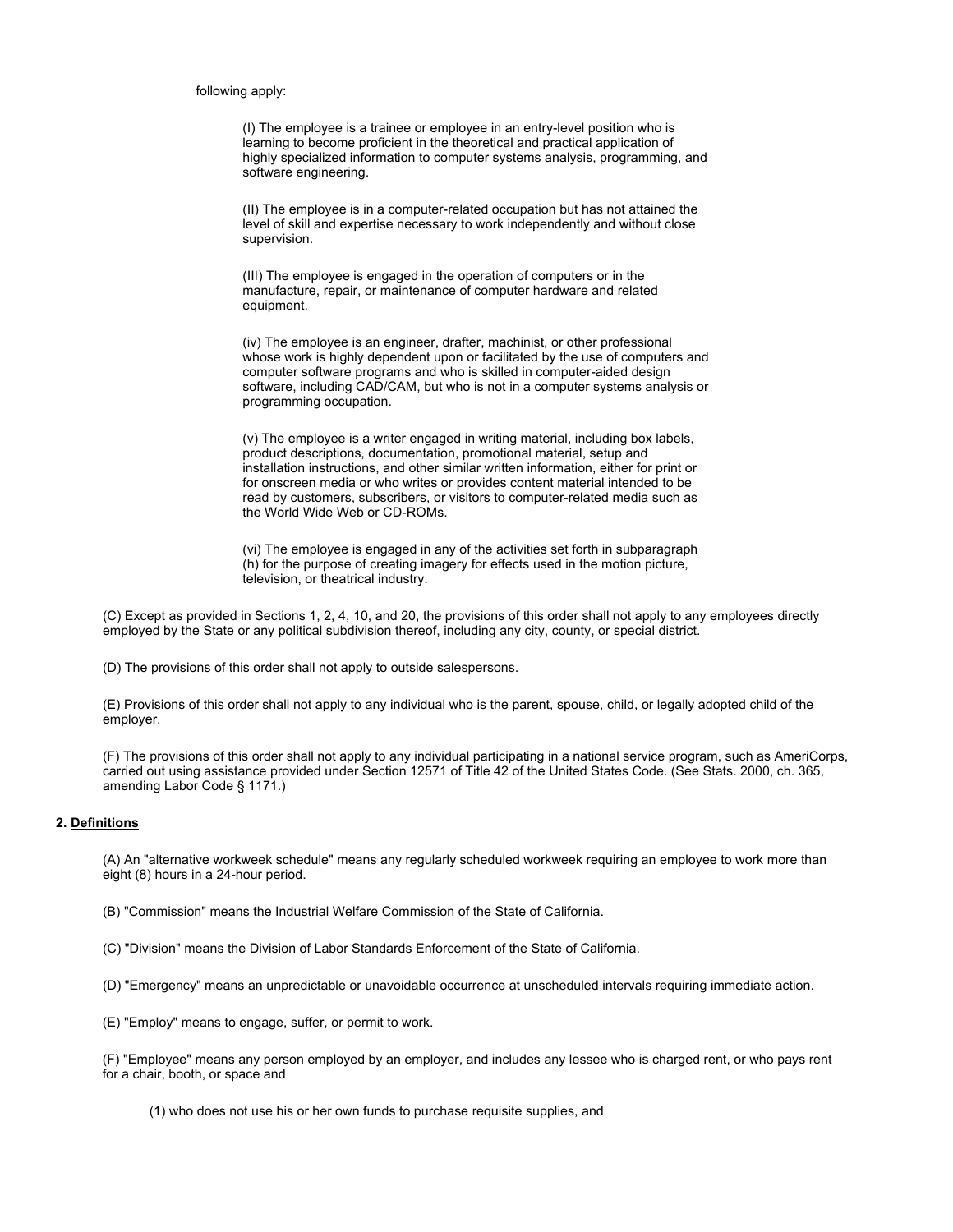following apply:

(I) The employee is a trainee or employee in an entry-level position who is learning to become proficient in the theoretical and practical application of highly specialized information to computer systems analysis, programming, and software engineering.

(II) The employee is in a computer-related occupation but has not attained the level of skill and expertise necessary to work independently and without close supervision.

(III) The employee is engaged in the operation of computers or in the manufacture, repair, or maintenance of computer hardware and related equipment.

(iv) The employee is an engineer, drafter, machinist, or other professional whose work is highly dependent upon or facilitated by the use of computers and computer software programs and who is skilled in computer-aided design software, including CAD/CAM, but who is not in a computer systems analysis or programming occupation.

(v) The employee is a writer engaged in writing material, including box labels, product descriptions, documentation, promotional material, setup and installation instructions, and other similar written information, either for print or for onscreen media or who writes or provides content material intended to be read by customers, subscribers, or visitors to computer-related media such as the World Wide Web or CD-ROMs.

(vi) The employee is engaged in any of the activities set forth in subparagraph (h) for the purpose of creating imagery for effects used in the motion picture, television, or theatrical industry.

(C) Except as provided in Sections 1, 2, 4, 10, and 20, the provisions of this order shall not apply to any employees directly employed by the State or any political subdivision thereof, including any city, county, or special district.

(D) The provisions of this order shall not apply to outside salespersons.

(E) Provisions of this order shall not apply to any individual who is the parent, spouse, child, or legally adopted child of the employer.

(F) The provisions of this order shall not apply to any individual participating in a national service program, such as AmeriCorps, carried out using assistance provided under Section 12571 of Title 42 of the United States Code. (See Stats. 2000, ch. 365, amending Labor Code § 1171.)

**2. Definitions**

(A) An "alternative workweek schedule" means any regularly scheduled workweek requiring an employee to work more than eight (8) hours in a 24-hour period.

(B) "Commission" means the Industrial Welfare Commission of the State of California.

(C) "Division" means the Division of Labor Standards Enforcement of the State of California.

(D) "Emergency" means an unpredictable or unavoidable occurrence at unscheduled intervals requiring immediate action.

(E) "Employ" means to engage, suffer, or permit to work.

(F) "Employee" means any person employed by an employer, and includes any lessee who is charged rent, or who pays rent for a chair, booth, or space and

(1) who does not use his or her own funds to purchase requisite supplies, and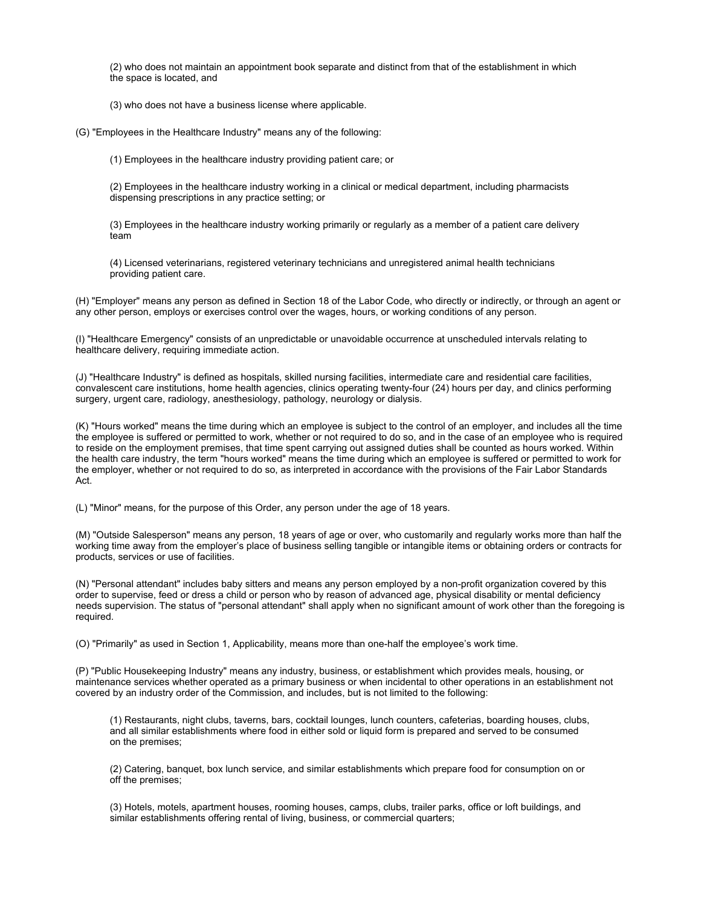(2) who does not maintain an appointment book separate and distinct from that of the establishment in which the space is located, and

(3) who does not have a business license where applicable.

(G) "Employees in the Healthcare Industry" means any of the following:

(1) Employees in the healthcare industry providing patient care; or

(2) Employees in the healthcare industry working in a clinical or medical department, including pharmacists dispensing prescriptions in any practice setting; or

(3) Employees in the healthcare industry working primarily or regularly as a member of a patient care delivery team

(4) Licensed veterinarians, registered veterinary technicians and unregistered animal health technicians providing patient care.

(H) "Employer" means any person as defined in Section 18 of the Labor Code, who directly or indirectly, or through an agent or any other person, employs or exercises control over the wages, hours, or working conditions of any person.

(I) "Healthcare Emergency" consists of an unpredictable or unavoidable occurrence at unscheduled intervals relating to healthcare delivery, requiring immediate action.

(J) "Healthcare Industry" is defined as hospitals, skilled nursing facilities, intermediate care and residential care facilities, convalescent care institutions, home health agencies, clinics operating twenty-four (24) hours per day, and clinics performing surgery, urgent care, radiology, anesthesiology, pathology, neurology or dialysis.

(K) "Hours worked" means the time during which an employee is subject to the control of an employer, and includes all the time the employee is suffered or permitted to work, whether or not required to do so, and in the case of an employee who is required to reside on the employment premises, that time spent carrying out assigned duties shall be counted as hours worked. Within the health care industry, the term "hours worked" means the time during which an employee is suffered or permitted to work for the employer, whether or not required to do so, as interpreted in accordance with the provisions of the Fair Labor Standards Act.

(L) "Minor" means, for the purpose of this Order, any person under the age of 18 years.

(M) "Outside Salesperson" means any person, 18 years of age or over, who customarily and regularly works more than half the working time away from the employer's place of business selling tangible or intangible items or obtaining orders or contracts for products, services or use of facilities.

(N) "Personal attendant" includes baby sitters and means any person employed by a non-profit organization covered by this order to supervise, feed or dress a child or person who by reason of advanced age, physical disability or mental deficiency needs supervision. The status of "personal attendant" shall apply when no significant amount of work other than the foregoing is required.

(O) "Primarily" as used in Section 1, Applicability, means more than one-half the employee's work time.

(P) "Public Housekeeping Industry" means any industry, business, or establishment which provides meals, housing, or maintenance services whether operated as a primary business or when incidental to other operations in an establishment not covered by an industry order of the Commission, and includes, but is not limited to the following:

(1) Restaurants, night clubs, taverns, bars, cocktail lounges, lunch counters, cafeterias, boarding houses, clubs, and all similar establishments where food in either sold or liquid form is prepared and served to be consumed on the premises;

(2) Catering, banquet, box lunch service, and similar establishments which prepare food for consumption on or off the premises;

(3) Hotels, motels, apartment houses, rooming houses, camps, clubs, trailer parks, office or loft buildings, and similar establishments offering rental of living, business, or commercial quarters;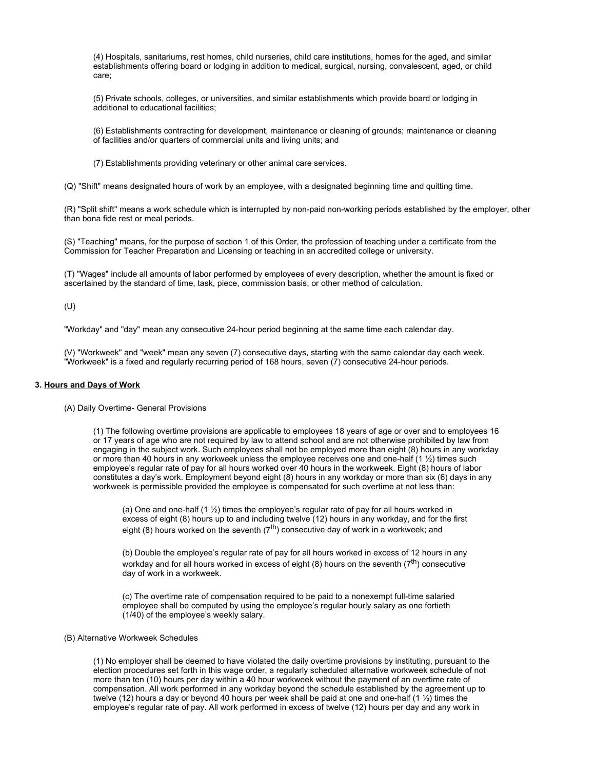(4) Hospitals, sanitariums, rest homes, child nurseries, child care institutions, homes for the aged, and similar establishments offering board or lodging in addition to medical, surgical, nursing, convalescent, aged, or child care;

(5) Private schools, colleges, or universities, and similar establishments which provide board or lodging in additional to educational facilities;

(6) Establishments contracting for development, maintenance or cleaning of grounds; maintenance or cleaning of facilities and/or quarters of commercial units and living units; and

(7) Establishments providing veterinary or other animal care services.

(Q) "Shift" means designated hours of work by an employee, with a designated beginning time and quitting time.

(R) "Split shift" means a work schedule which is interrupted by non-paid non-working periods established by the employer, other than bona fide rest or meal periods.

(S) "Teaching" means, for the purpose of section 1 of this Order, the profession of teaching under a certificate from the Commission for Teacher Preparation and Licensing or teaching in an accredited college or university.

(T) "Wages" include all amounts of labor performed by employees of every description, whether the amount is fixed or ascertained by the standard of time, task, piece, commission basis, or other method of calculation.

(U)

"Workday" and "day" mean any consecutive 24-hour period beginning at the same time each calendar day.

(V) "Workweek" and "week" mean any seven (7) consecutive days, starting with the same calendar day each week. "Workweek" is a fixed and regularly recurring period of 168 hours, seven (7) consecutive 24-hour periods.

**3. Hours and Days of Work**

(A) Daily Overtime- General Provisions

(1) The following overtime provisions are applicable to employees 18 years of age or over and to employees 16 or 17 years of age who are not required by law to attend school and are not otherwise prohibited by law from engaging in the subject work. Such employees shall not be employed more than eight (8) hours in any workday or more than 40 hours in any workweek unless the employee receives one and one-half (1 ½) times such employee's regular rate of pay for all hours worked over 40 hours in the workweek. Eight (8) hours of labor constitutes a day's work. Employment beyond eight (8) hours in any workday or more than six (6) days in any workweek is permissible provided the employee is compensated for such overtime at not less than:

(a) One and one-half (1 ½) times the employee's regular rate of pay for all hours worked in excess of eight (8) hours up to and including twelve (12) hours in any workday, and for the first eight (8) hours worked on the seventh (7th) consecutive day of work in a workweek; and

(b) Double the employee's regular rate of pay for all hours worked in excess of 12 hours in any workday and for all hours worked in excess of eight (8) hours on the seventh (7th) consecutive day of work in a workweek.

(c) The overtime rate of compensation required to be paid to a nonexempt full-time salaried employee shall be computed by using the employee's regular hourly salary as one fortieth (1/40) of the employee's weekly salary.

(B) Alternative Workweek Schedules

(1) No employer shall be deemed to have violated the daily overtime provisions by instituting, pursuant to the election procedures set forth in this wage order, a regularly scheduled alternative workweek schedule of not more than ten (10) hours per day within a 40 hour workweek without the payment of an overtime rate of compensation. All work performed in any workday beyond the schedule established by the agreement up to twelve (12) hours a day or beyond 40 hours per week shall be paid at one and one-half (1 ½) times the employee's regular rate of pay. All work performed in excess of twelve (12) hours per day and any work in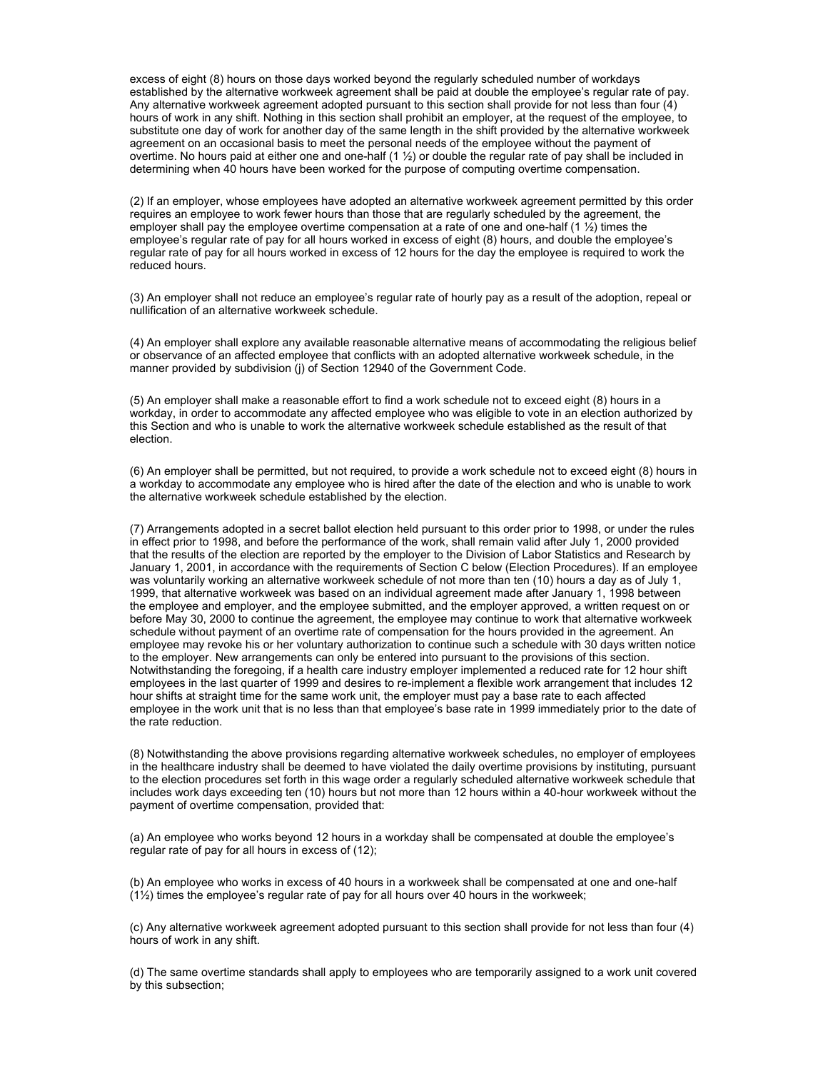excess of eight (8) hours on those days worked beyond the regularly scheduled number of workdays established by the alternative workweek agreement shall be paid at double the employee's regular rate of pay. Any alternative workweek agreement adopted pursuant to this section shall provide for not less than four (4) hours of work in any shift. Nothing in this section shall prohibit an employer, at the request of the employee, to substitute one day of work for another day of the same length in the shift provided by the alternative workweek agreement on an occasional basis to meet the personal needs of the employee without the payment of overtime. No hours paid at either one and one-half (1 ½) or double the regular rate of pay shall be included in determining when 40 hours have been worked for the purpose of computing overtime compensation.

(2) If an employer, whose employees have adopted an alternative workweek agreement permitted by this order requires an employee to work fewer hours than those that are regularly scheduled by the agreement, the employer shall pay the employee overtime compensation at a rate of one and one-half (1 ½) times the employee's regular rate of pay for all hours worked in excess of eight (8) hours, and double the employee's regular rate of pay for all hours worked in excess of 12 hours for the day the employee is required to work the reduced hours.

(3) An employer shall not reduce an employee's regular rate of hourly pay as a result of the adoption, repeal or nullification of an alternative workweek schedule.

(4) An employer shall explore any available reasonable alternative means of accommodating the religious belief or observance of an affected employee that conflicts with an adopted alternative workweek schedule, in the manner provided by subdivision (j) of Section 12940 of the Government Code.

(5) An employer shall make a reasonable effort to find a work schedule not to exceed eight (8) hours in a workday, in order to accommodate any affected employee who was eligible to vote in an election authorized by this Section and who is unable to work the alternative workweek schedule established as the result of that election.

(6) An employer shall be permitted, but not required, to provide a work schedule not to exceed eight (8) hours in a workday to accommodate any employee who is hired after the date of the election and who is unable to work the alternative workweek schedule established by the election.

(7) Arrangements adopted in a secret ballot election held pursuant to this order prior to 1998, or under the rules in effect prior to 1998, and before the performance of the work, shall remain valid after July 1, 2000 provided that the results of the election are reported by the employer to the Division of Labor Statistics and Research by January 1, 2001, in accordance with the requirements of Section C below (Election Procedures). If an employee was voluntarily working an alternative workweek schedule of not more than ten (10) hours a day as of July 1, 1999, that alternative workweek was based on an individual agreement made after January 1, 1998 between the employee and employer, and the employee submitted, and the employer approved, a written request on or before May 30, 2000 to continue the agreement, the employee may continue to work that alternative workweek schedule without payment of an overtime rate of compensation for the hours provided in the agreement. An employee may revoke his or her voluntary authorization to continue such a schedule with 30 days written notice to the employer. New arrangements can only be entered into pursuant to the provisions of this section. Notwithstanding the foregoing, if a health care industry employer implemented a reduced rate for 12 hour shift employees in the last quarter of 1999 and desires to re-implement a flexible work arrangement that includes 12 hour shifts at straight time for the same work unit, the employer must pay a base rate to each affected employee in the work unit that is no less than that employee's base rate in 1999 immediately prior to the date of the rate reduction.

(8) Notwithstanding the above provisions regarding alternative workweek schedules, no employer of employees in the healthcare industry shall be deemed to have violated the daily overtime provisions by instituting, pursuant to the election procedures set forth in this wage order a regularly scheduled alternative workweek schedule that includes work days exceeding ten (10) hours but not more than 12 hours within a 40-hour workweek without the payment of overtime compensation, provided that:

(a) An employee who works beyond 12 hours in a workday shall be compensated at double the employee's regular rate of pay for all hours in excess of (12);

(b) An employee who works in excess of 40 hours in a workweek shall be compensated at one and one-half (1½) times the employee's regular rate of pay for all hours over 40 hours in the workweek;

(c) Any alternative workweek agreement adopted pursuant to this section shall provide for not less than four (4) hours of work in any shift.

(d) The same overtime standards shall apply to employees who are temporarily assigned to a work unit covered by this subsection;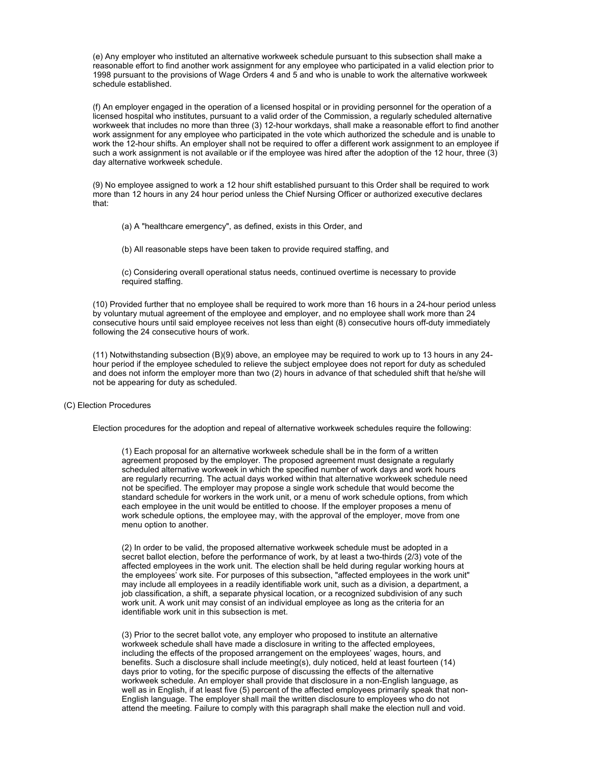(e) Any employer who instituted an alternative workweek schedule pursuant to this subsection shall make a reasonable effort to find another work assignment for any employee who participated in a valid election prior to 1998 pursuant to the provisions of Wage Orders 4 and 5 and who is unable to work the alternative workweek schedule established.

(f) An employer engaged in the operation of a licensed hospital or in providing personnel for the operation of a licensed hospital who institutes, pursuant to a valid order of the Commission, a regularly scheduled alternative workweek that includes no more than three (3) 12-hour workdays, shall make a reasonable effort to find another work assignment for any employee who participated in the vote which authorized the schedule and is unable to work the 12-hour shifts. An employer shall not be required to offer a different work assignment to an employee if such a work assignment is not available or if the employee was hired after the adoption of the 12 hour, three (3) day alternative workweek schedule.

(9) No employee assigned to work a 12 hour shift established pursuant to this Order shall be required to work more than 12 hours in any 24 hour period unless the Chief Nursing Officer or authorized executive declares that:

> (a) A "healthcare emergency", as defined, exists in this Order, and
>
> (b) All reasonable steps have been taken to provide required staffing, and
>
> (c) Considering overall operational status needs, continued overtime is necessary to provide required staffing.

(10) Provided further that no employee shall be required to work more than 16 hours in a 24-hour period unless by voluntary mutual agreement of the employee and employer, and no employee shall work more than 24 consecutive hours until said employee receives not less than eight (8) consecutive hours off-duty immediately following the 24 consecutive hours of work.

(11) Notwithstanding subsection (B)(9) above, an employee may be required to work up to 13 hours in any 24-hour period if the employee scheduled to relieve the subject employee does not report for duty as scheduled and does not inform the employer more than two (2) hours in advance of that scheduled shift that he/she will not be appearing for duty as scheduled.

(C) Election Procedures

Election procedures for the adoption and repeal of alternative workweek schedules require the following:

> (1) Each proposal for an alternative workweek schedule shall be in the form of a written agreement proposed by the employer. The proposed agreement must designate a regularly scheduled alternative workweek in which the specified number of work days and work hours are regularly recurring. The actual days worked within that alternative workweek schedule need not be specified. The employer may propose a single work schedule that would become the standard schedule for workers in the work unit, or a menu of work schedule options, from which each employee in the unit would be entitled to choose. If the employer proposes a menu of work schedule options, the employee may, with the approval of the employer, move from one menu option to another.
>
> (2) In order to be valid, the proposed alternative workweek schedule must be adopted in a secret ballot election, before the performance of work, by at least a two-thirds (2/3) vote of the affected employees in the work unit. The election shall be held during regular working hours at the employees' work site. For purposes of this subsection, "affected employees in the work unit" may include all employees in a readily identifiable work unit, such as a division, a department, a job classification, a shift, a separate physical location, or a recognized subdivision of any such work unit. A work unit may consist of an individual employee as long as the criteria for an identifiable work unit in this subsection is met.
>
> (3) Prior to the secret ballot vote, any employer who proposed to institute an alternative workweek schedule shall have made a disclosure in writing to the affected employees, including the effects of the proposed arrangement on the employees' wages, hours, and benefits. Such a disclosure shall include meeting(s), duly noticed, held at least fourteen (14) days prior to voting, for the specific purpose of discussing the effects of the alternative workweek schedule. An employer shall provide that disclosure in a non-English language, as well as in English, if at least five (5) percent of the affected employees primarily speak that non-English language. The employer shall mail the written disclosure to employees who do not attend the meeting. Failure to comply with this paragraph shall make the election null and void.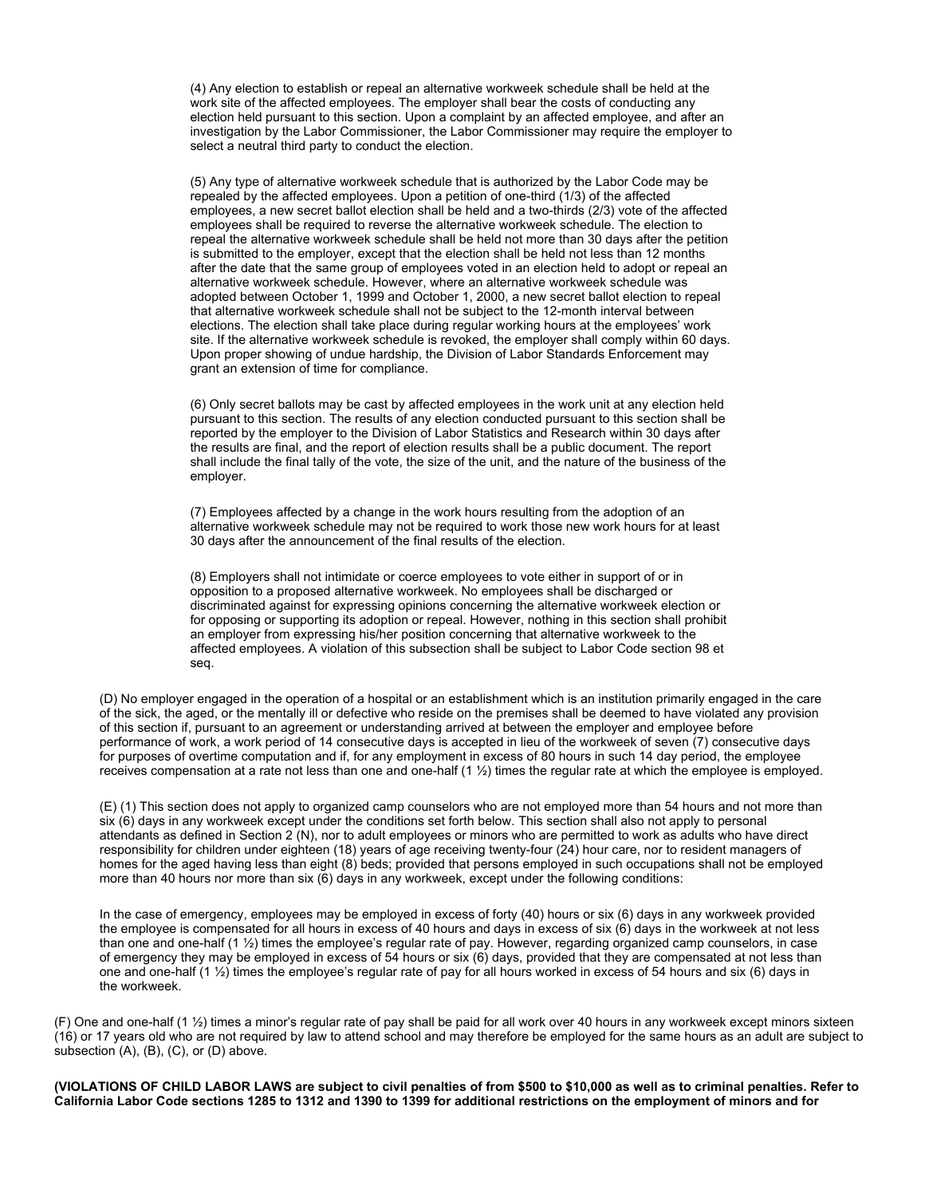(4) Any election to establish or repeal an alternative workweek schedule shall be held at the work site of the affected employees. The employer shall bear the costs of conducting any election held pursuant to this section. Upon a complaint by an affected employee, and after an investigation by the Labor Commissioner, the Labor Commissioner may require the employer to select a neutral third party to conduct the election.

(5) Any type of alternative workweek schedule that is authorized by the Labor Code may be repealed by the affected employees. Upon a petition of one-third (1/3) of the affected employees, a new secret ballot election shall be held and a two-thirds (2/3) vote of the affected employees shall be required to reverse the alternative workweek schedule. The election to repeal the alternative workweek schedule shall be held not more than 30 days after the petition is submitted to the employer, except that the election shall be held not less than 12 months after the date that the same group of employees voted in an election held to adopt or repeal an alternative workweek schedule. However, where an alternative workweek schedule was adopted between October 1, 1999 and October 1, 2000, a new secret ballot election to repeal that alternative workweek schedule shall not be subject to the 12-month interval between elections. The election shall take place during regular working hours at the employees' work site. If the alternative workweek schedule is revoked, the employer shall comply within 60 days. Upon proper showing of undue hardship, the Division of Labor Standards Enforcement may grant an extension of time for compliance.

(6) Only secret ballots may be cast by affected employees in the work unit at any election held pursuant to this section. The results of any election conducted pursuant to this section shall be reported by the employer to the Division of Labor Statistics and Research within 30 days after the results are final, and the report of election results shall be a public document. The report shall include the final tally of the vote, the size of the unit, and the nature of the business of the employer.

(7) Employees affected by a change in the work hours resulting from the adoption of an alternative workweek schedule may not be required to work those new work hours for at least 30 days after the announcement of the final results of the election.

(8) Employers shall not intimidate or coerce employees to vote either in support of or in opposition to a proposed alternative workweek. No employees shall be discharged or discriminated against for expressing opinions concerning the alternative workweek election or for opposing or supporting its adoption or repeal. However, nothing in this section shall prohibit an employer from expressing his/her position concerning that alternative workweek to the affected employees. A violation of this subsection shall be subject to Labor Code section 98 et seq.

(D) No employer engaged in the operation of a hospital or an establishment which is an institution primarily engaged in the care of the sick, the aged, or the mentally ill or defective who reside on the premises shall be deemed to have violated any provision of this section if, pursuant to an agreement or understanding arrived at between the employer and employee before performance of work, a work period of 14 consecutive days is accepted in lieu of the workweek of seven (7) consecutive days for purposes of overtime computation and if, for any employment in excess of 80 hours in such 14 day period, the employee receives compensation at a rate not less than one and one-half (1 ½) times the regular rate at which the employee is employed.

(E) (1) This section does not apply to organized camp counselors who are not employed more than 54 hours and not more than six (6) days in any workweek except under the conditions set forth below. This section shall also not apply to personal attendants as defined in Section 2 (N), nor to adult employees or minors who are permitted to work as adults who have direct responsibility for children under eighteen (18) years of age receiving twenty-four (24) hour care, nor to resident managers of homes for the aged having less than eight (8) beds; provided that persons employed in such occupations shall not be employed more than 40 hours nor more than six (6) days in any workweek, except under the following conditions:

In the case of emergency, employees may be employed in excess of forty (40) hours or six (6) days in any workweek provided the employee is compensated for all hours in excess of 40 hours and days in excess of six (6) days in the workweek at not less than one and one-half (1 ½) times the employee's regular rate of pay. However, regarding organized camp counselors, in case of emergency they may be employed in excess of 54 hours or six (6) days, provided that they are compensated at not less than one and one-half (1 ½) times the employee's regular rate of pay for all hours worked in excess of 54 hours and six (6) days in the workweek.

(F) One and one-half (1 ½) times a minor's regular rate of pay shall be paid for all work over 40 hours in any workweek except minors sixteen (16) or 17 years old who are not required by law to attend school and may therefore be employed for the same hours as an adult are subject to subsection (A), (B), (C), or (D) above.

**(VIOLATIONS OF CHILD LABOR LAWS are subject to civil penalties of from $500 to $10,000 as well as to criminal penalties. Refer to California Labor Code sections 1285 to 1312 and 1390 to 1399 for additional restrictions on the employment of minors and for**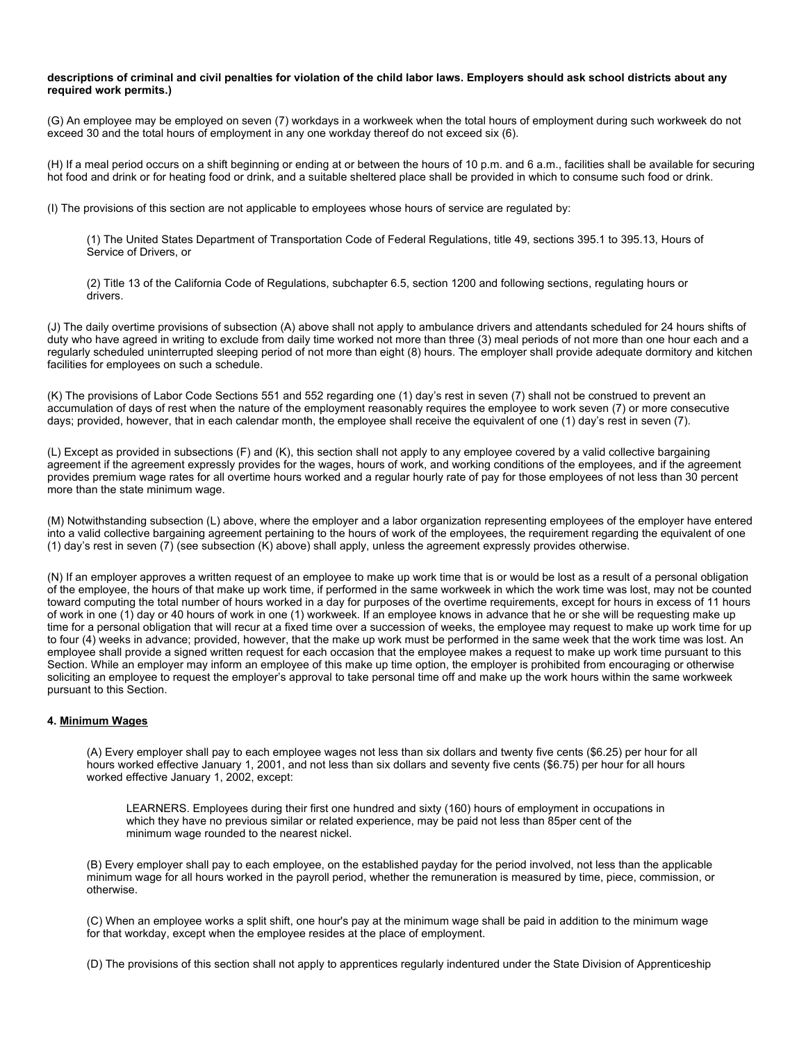**descriptions of criminal and civil penalties for violation of the child labor laws. Employers should ask school districts about any required work permits.)**

(G) An employee may be employed on seven (7) workdays in a workweek when the total hours of employment during such workweek do not exceed 30 and the total hours of employment in any one workday thereof do not exceed six (6).

(H) If a meal period occurs on a shift beginning or ending at or between the hours of 10 p.m. and 6 a.m., facilities shall be available for securing hot food and drink or for heating food or drink, and a suitable sheltered place shall be provided in which to consume such food or drink.

(I) The provisions of this section are not applicable to employees whose hours of service are regulated by:

> (1) The United States Department of Transportation Code of Federal Regulations, title 49, sections 395.1 to 395.13, Hours of Service of Drivers, or
>
> (2) Title 13 of the California Code of Regulations, subchapter 6.5, section 1200 and following sections, regulating hours or drivers.

(J) The daily overtime provisions of subsection (A) above shall not apply to ambulance drivers and attendants scheduled for 24 hours shifts of duty who have agreed in writing to exclude from daily time worked not more than three (3) meal periods of not more than one hour each and a regularly scheduled uninterrupted sleeping period of not more than eight (8) hours. The employer shall provide adequate dormitory and kitchen facilities for employees on such a schedule.

(K) The provisions of Labor Code Sections 551 and 552 regarding one (1) day's rest in seven (7) shall not be construed to prevent an accumulation of days of rest when the nature of the employment reasonably requires the employee to work seven (7) or more consecutive days; provided, however, that in each calendar month, the employee shall receive the equivalent of one (1) day's rest in seven (7).

(L) Except as provided in subsections (F) and (K), this section shall not apply to any employee covered by a valid collective bargaining agreement if the agreement expressly provides for the wages, hours of work, and working conditions of the employees, and if the agreement provides premium wage rates for all overtime hours worked and a regular hourly rate of pay for those employees of not less than 30 percent more than the state minimum wage.

(M) Notwithstanding subsection (L) above, where the employer and a labor organization representing employees of the employer have entered into a valid collective bargaining agreement pertaining to the hours of work of the employees, the requirement regarding the equivalent of one (1) day's rest in seven (7) (see subsection (K) above) shall apply, unless the agreement expressly provides otherwise.

(N) If an employer approves a written request of an employee to make up work time that is or would be lost as a result of a personal obligation of the employee, the hours of that make up work time, if performed in the same workweek in which the work time was lost, may not be counted toward computing the total number of hours worked in a day for purposes of the overtime requirements, except for hours in excess of 11 hours of work in one (1) day or 40 hours of work in one (1) workweek. If an employee knows in advance that he or she will be requesting make up time for a personal obligation that will recur at a fixed time over a succession of weeks, the employee may request to make up work time for up to four (4) weeks in advance; provided, however, that the make up work must be performed in the same week that the work time was lost. An employee shall provide a signed written request for each occasion that the employee makes a request to make up work time pursuant to this Section. While an employer may inform an employee of this make up time option, the employer is prohibited from encouraging or otherwise soliciting an employee to request the employer's approval to take personal time off and make up the work hours within the same workweek pursuant to this Section.

### 4. Minimum Wages

> (A) Every employer shall pay to each employee wages not less than six dollars and twenty five cents ($6.25) per hour for all hours worked effective January 1, 2001, and not less than six dollars and seventy five cents ($6.75) per hour for all hours worked effective January 1, 2002, except:
>
> > LEARNERS. Employees during their first one hundred and sixty (160) hours of employment in occupations in which they have no previous similar or related experience, may be paid not less than 85per cent of the minimum wage rounded to the nearest nickel.
>
> (B) Every employer shall pay to each employee, on the established payday for the period involved, not less than the applicable minimum wage for all hours worked in the payroll period, whether the remuneration is measured by time, piece, commission, or otherwise.
>
> (C) When an employee works a split shift, one hour's pay at the minimum wage shall be paid in addition to the minimum wage for that workday, except when the employee resides at the place of employment.
>
> (D) The provisions of this section shall not apply to apprentices regularly indentured under the State Division of Apprenticeship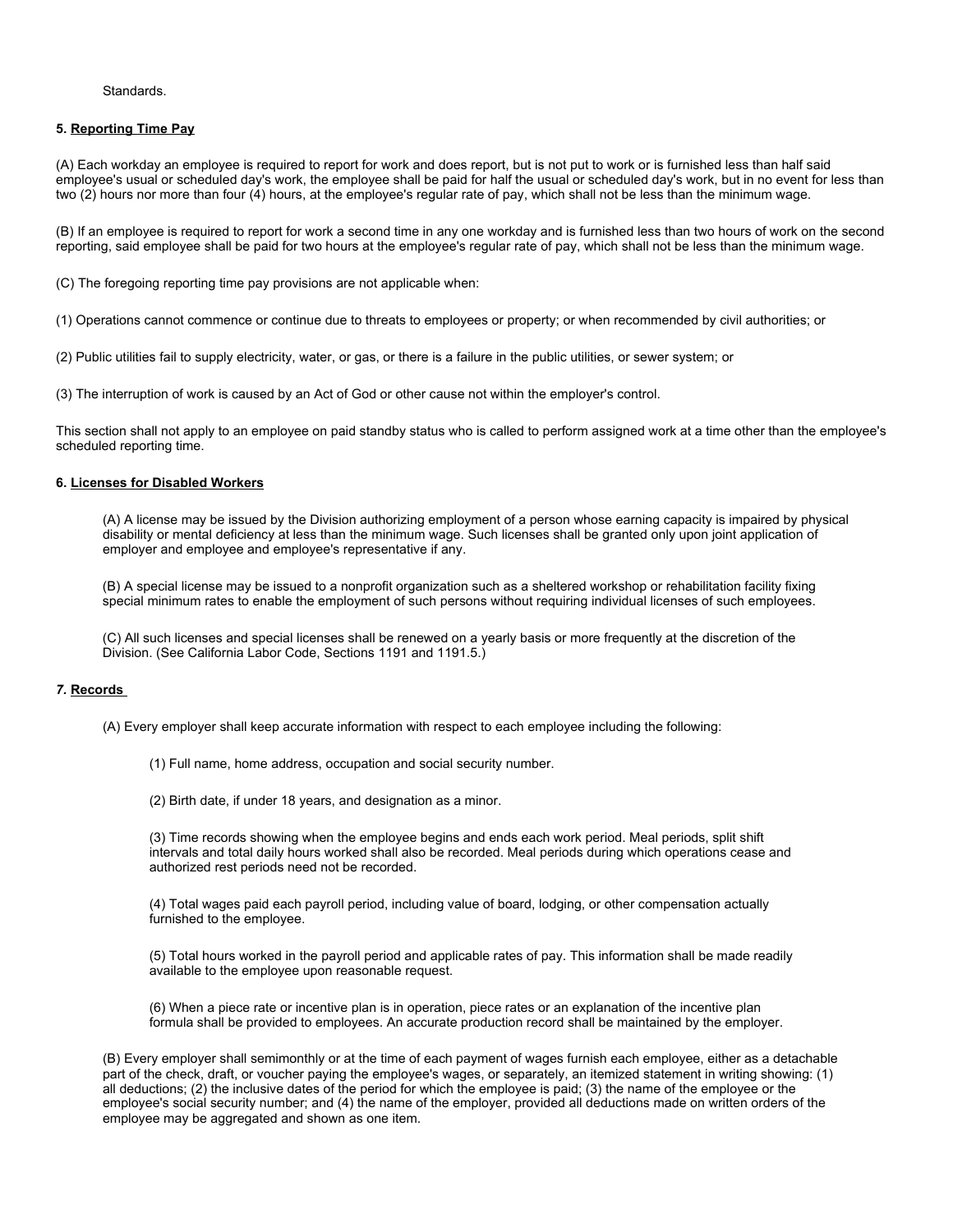Standards.

### 5. Reporting Time Pay

(A) Each workday an employee is required to report for work and does report, but is not put to work or is furnished less than half said employee's usual or scheduled day's work, the employee shall be paid for half the usual or scheduled day's work, but in no event for less than two (2) hours nor more than four (4) hours, at the employee's regular rate of pay, which shall not be less than the minimum wage.

(B) If an employee is required to report for work a second time in any one workday and is furnished less than two hours of work on the second reporting, said employee shall be paid for two hours at the employee's regular rate of pay, which shall not be less than the minimum wage.

(C) The foregoing reporting time pay provisions are not applicable when:

(1) Operations cannot commence or continue due to threats to employees or property; or when recommended by civil authorities; or

(2) Public utilities fail to supply electricity, water, or gas, or there is a failure in the public utilities, or sewer system; or

(3) The interruption of work is caused by an Act of God or other cause not within the employer's control.

This section shall not apply to an employee on paid standby status who is called to perform assigned work at a time other than the employee's scheduled reporting time.

### 6. Licenses for Disabled Workers

(A) A license may be issued by the Division authorizing employment of a person whose earning capacity is impaired by physical disability or mental deficiency at less than the minimum wage. Such licenses shall be granted only upon joint application of employer and employee and employee's representative if any.

(B) A special license may be issued to a nonprofit organization such as a sheltered workshop or rehabilitation facility fixing special minimum rates to enable the employment of such persons without requiring individual licenses of such employees.

(C) All such licenses and special licenses shall be renewed on a yearly basis or more frequently at the discretion of the Division. (See California Labor Code, Sections 1191 and 1191.5.)

### 7. Records

(A) Every employer shall keep accurate information with respect to each employee including the following:

(1) Full name, home address, occupation and social security number.

(2) Birth date, if under 18 years, and designation as a minor.

(3) Time records showing when the employee begins and ends each work period. Meal periods, split shift intervals and total daily hours worked shall also be recorded. Meal periods during which operations cease and authorized rest periods need not be recorded.

(4) Total wages paid each payroll period, including value of board, lodging, or other compensation actually furnished to the employee.

(5) Total hours worked in the payroll period and applicable rates of pay. This information shall be made readily available to the employee upon reasonable request.

(6) When a piece rate or incentive plan is in operation, piece rates or an explanation of the incentive plan formula shall be provided to employees. An accurate production record shall be maintained by the employer.

(B) Every employer shall semimonthly or at the time of each payment of wages furnish each employee, either as a detachable part of the check, draft, or voucher paying the employee's wages, or separately, an itemized statement in writing showing: (1) all deductions; (2) the inclusive dates of the period for which the employee is paid; (3) the name of the employee or the employee's social security number; and (4) the name of the employer, provided all deductions made on written orders of the employee may be aggregated and shown as one item.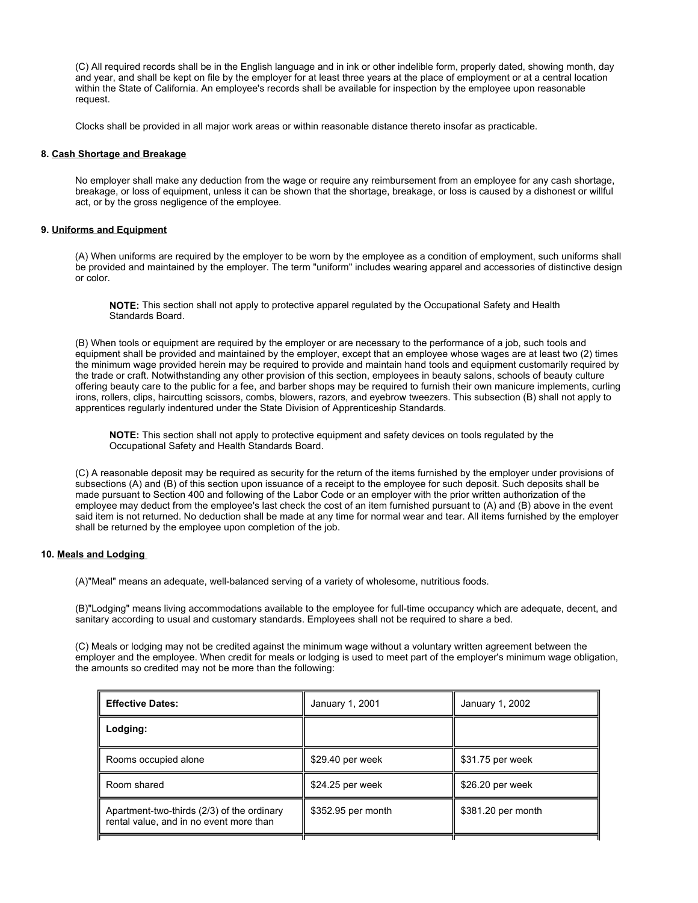(C) All required records shall be in the English language and in ink or other indelible form, properly dated, showing month, day and year, and shall be kept on file by the employer for at least three years at the place of employment or at a central location within the State of California. An employee's records shall be available for inspection by the employee upon reasonable request.

Clocks shall be provided in all major work areas or within reasonable distance thereto insofar as practicable.

#### 8. Cash Shortage and Breakage

No employer shall make any deduction from the wage or require any reimbursement from an employee for any cash shortage, breakage, or loss of equipment, unless it can be shown that the shortage, breakage, or loss is caused by a dishonest or willful act, or by the gross negligence of the employee.

#### 9. Uniforms and Equipment

(A) When uniforms are required by the employer to be worn by the employee as a condition of employment, such uniforms shall be provided and maintained by the employer. The term "uniform" includes wearing apparel and accessories of distinctive design or color.

> **NOTE:** This section shall not apply to protective apparel regulated by the Occupational Safety and Health Standards Board.

(B) When tools or equipment are required by the employer or are necessary to the performance of a job, such tools and equipment shall be provided and maintained by the employer, except that an employee whose wages are at least two (2) times the minimum wage provided herein may be required to provide and maintain hand tools and equipment customarily required by the trade or craft. Notwithstanding any other provision of this section, employees in beauty salons, schools of beauty culture offering beauty care to the public for a fee, and barber shops may be required to furnish their own manicure implements, curling irons, rollers, clips, haircutting scissors, combs, blowers, razors, and eyebrow tweezers. This subsection (B) shall not apply to apprentices regularly indentured under the State Division of Apprenticeship Standards.

> **NOTE:** This section shall not apply to protective equipment and safety devices on tools regulated by the Occupational Safety and Health Standards Board.

(C) A reasonable deposit may be required as security for the return of the items furnished by the employer under provisions of subsections (A) and (B) of this section upon issuance of a receipt to the employee for such deposit. Such deposits shall be made pursuant to Section 400 and following of the Labor Code or an employer with the prior written authorization of the employee may deduct from the employee's last check the cost of an item furnished pursuant to (A) and (B) above in the event said item is not returned. No deduction shall be made at any time for normal wear and tear. All items furnished by the employer shall be returned by the employee upon completion of the job.

#### 10. Meals and Lodging

(A)"Meal" means an adequate, well-balanced serving of a variety of wholesome, nutritious foods.

(B)"Lodging" means living accommodations available to the employee for full-time occupancy which are adequate, decent, and sanitary according to usual and customary standards. Employees shall not be required to share a bed.

(C) Meals or lodging may not be credited against the minimum wage without a voluntary written agreement between the employer and the employee. When credit for meals or lodging is used to meet part of the employer's minimum wage obligation, the amounts so credited may not be more than the following:

| **Effective Dates:** | January 1, 2001 | January 1, 2002 |
|---|---|---|
| **Lodging:** | | |
| Rooms occupied alone | $29.40 per week | $31.75 per week |
| Room shared | $24.25 per week | $26.20 per week |
| Apartment-two-thirds (2/3) of the ordinary rental value, and in no event more than | $352.95 per month | $381.20 per month |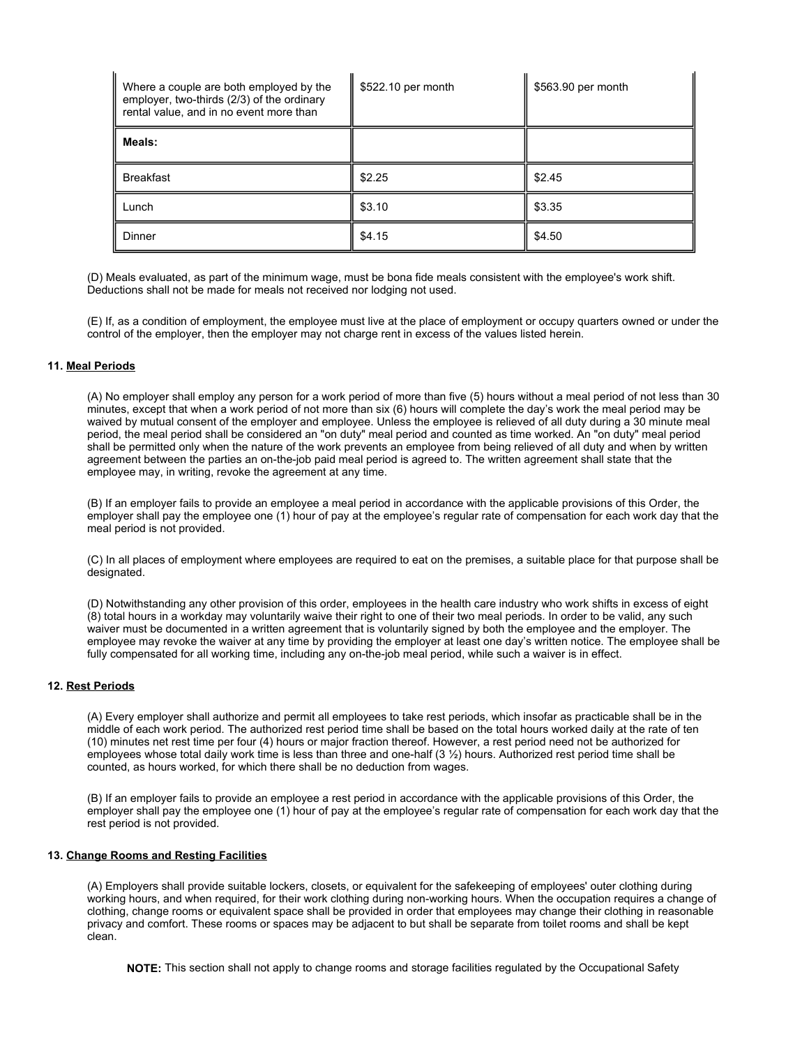| Where a couple are both employed by the employer, two-thirds (2/3) of the ordinary rental value, and in no event more than | $522.10 per month | $563.90 per month |
|---|---|---|
| **Meals:** | | |
| Breakfast | $2.25 | $2.45 |
| Lunch | $3.10 | $3.35 |
| Dinner | $4.15 | $4.50 |

(D) Meals evaluated, as part of the minimum wage, must be bona fide meals consistent with the employee's work shift. Deductions shall not be made for meals not received nor lodging not used.

(E) If, as a condition of employment, the employee must live at the place of employment or occupy quarters owned or under the control of the employer, then the employer may not charge rent in excess of the values listed herein.

#### 11. Meal Periods

(A) No employer shall employ any person for a work period of more than five (5) hours without a meal period of not less than 30 minutes, except that when a work period of not more than six (6) hours will complete the day's work the meal period may be waived by mutual consent of the employer and employee. Unless the employee is relieved of all duty during a 30 minute meal period, the meal period shall be considered an "on duty" meal period and counted as time worked. An "on duty" meal period shall be permitted only when the nature of the work prevents an employee from being relieved of all duty and when by written agreement between the parties an on-the-job paid meal period is agreed to. The written agreement shall state that the employee may, in writing, revoke the agreement at any time.

(B) If an employer fails to provide an employee a meal period in accordance with the applicable provisions of this Order, the employer shall pay the employee one (1) hour of pay at the employee's regular rate of compensation for each work day that the meal period is not provided.

(C) In all places of employment where employees are required to eat on the premises, a suitable place for that purpose shall be designated.

(D) Notwithstanding any other provision of this order, employees in the health care industry who work shifts in excess of eight (8) total hours in a workday may voluntarily waive their right to one of their two meal periods. In order to be valid, any such waiver must be documented in a written agreement that is voluntarily signed by both the employee and the employer. The employee may revoke the waiver at any time by providing the employer at least one day's written notice. The employee shall be fully compensated for all working time, including any on-the-job meal period, while such a waiver is in effect.

#### 12. Rest Periods

(A) Every employer shall authorize and permit all employees to take rest periods, which insofar as practicable shall be in the middle of each work period. The authorized rest period time shall be based on the total hours worked daily at the rate of ten (10) minutes net rest time per four (4) hours or major fraction thereof. However, a rest period need not be authorized for employees whose total daily work time is less than three and one-half (3 ½) hours. Authorized rest period time shall be counted, as hours worked, for which there shall be no deduction from wages.

(B) If an employer fails to provide an employee a rest period in accordance with the applicable provisions of this Order, the employer shall pay the employee one (1) hour of pay at the employee's regular rate of compensation for each work day that the rest period is not provided.

#### 13. Change Rooms and Resting Facilities

(A) Employers shall provide suitable lockers, closets, or equivalent for the safekeeping of employees' outer clothing during working hours, and when required, for their work clothing during non-working hours. When the occupation requires a change of clothing, change rooms or equivalent space shall be provided in order that employees may change their clothing in reasonable privacy and comfort. These rooms or spaces may be adjacent to but shall be separate from toilet rooms and shall be kept clean.

**NOTE:** This section shall not apply to change rooms and storage facilities regulated by the Occupational Safety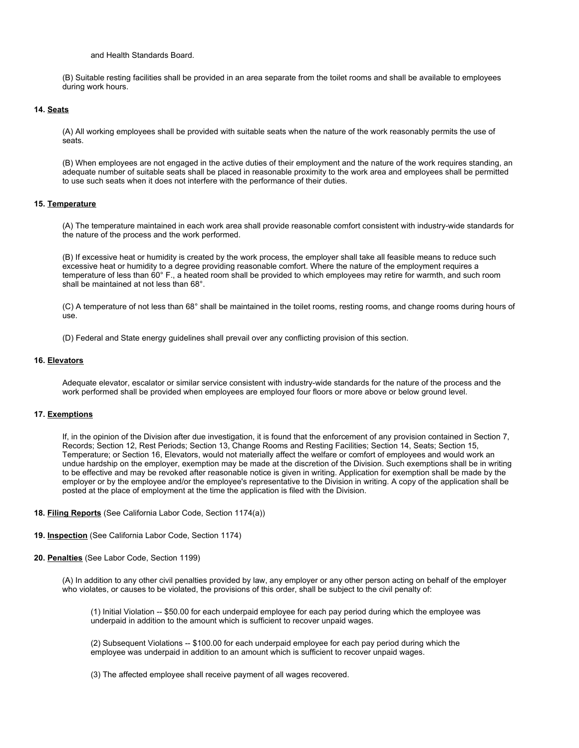and Health Standards Board.

(B) Suitable resting facilities shall be provided in an area separate from the toilet rooms and shall be available to employees during work hours.

### 14. <u>Seats</u>

(A) All working employees shall be provided with suitable seats when the nature of the work reasonably permits the use of seats.

(B) When employees are not engaged in the active duties of their employment and the nature of the work requires standing, an adequate number of suitable seats shall be placed in reasonable proximity to the work area and employees shall be permitted to use such seats when it does not interfere with the performance of their duties.

### 15. <u>Temperature</u>

(A) The temperature maintained in each work area shall provide reasonable comfort consistent with industry-wide standards for the nature of the process and the work performed.

(B) If excessive heat or humidity is created by the work process, the employer shall take all feasible means to reduce such excessive heat or humidity to a degree providing reasonable comfort. Where the nature of the employment requires a temperature of less than 60° F., a heated room shall be provided to which employees may retire for warmth, and such room shall be maintained at not less than 68°.

(C) A temperature of not less than 68° shall be maintained in the toilet rooms, resting rooms, and change rooms during hours of use.

(D) Federal and State energy guidelines shall prevail over any conflicting provision of this section.

### 16. <u>Elevators</u>

Adequate elevator, escalator or similar service consistent with industry-wide standards for the nature of the process and the work performed shall be provided when employees are employed four floors or more above or below ground level.

### 17. <u>Exemptions</u>

If, in the opinion of the Division after due investigation, it is found that the enforcement of any provision contained in Section 7, Records; Section 12, Rest Periods; Section 13, Change Rooms and Resting Facilities; Section 14, Seats; Section 15, Temperature; or Section 16, Elevators, would not materially affect the welfare or comfort of employees and would work an undue hardship on the employer, exemption may be made at the discretion of the Division. Such exemptions shall be in writing to be effective and may be revoked after reasonable notice is given in writing. Application for exemption shall be made by the employer or by the employee and/or the employee's representative to the Division in writing. A copy of the application shall be posted at the place of employment at the time the application is filed with the Division.

### 18. <u>Filing Reports</u> (See California Labor Code, Section 1174(a))

### 19. <u>Inspection</u> (See California Labor Code, Section 1174)

### 20. <u>Penalties</u> (See Labor Code, Section 1199)

(A) In addition to any other civil penalties provided by law, any employer or any other person acting on behalf of the employer who violates, or causes to be violated, the provisions of this order, shall be subject to the civil penalty of:

(1) Initial Violation -- $50.00 for each underpaid employee for each pay period during which the employee was underpaid in addition to the amount which is sufficient to recover unpaid wages.

(2) Subsequent Violations -- $100.00 for each underpaid employee for each pay period during which the employee was underpaid in addition to an amount which is sufficient to recover unpaid wages.

(3) The affected employee shall receive payment of all wages recovered.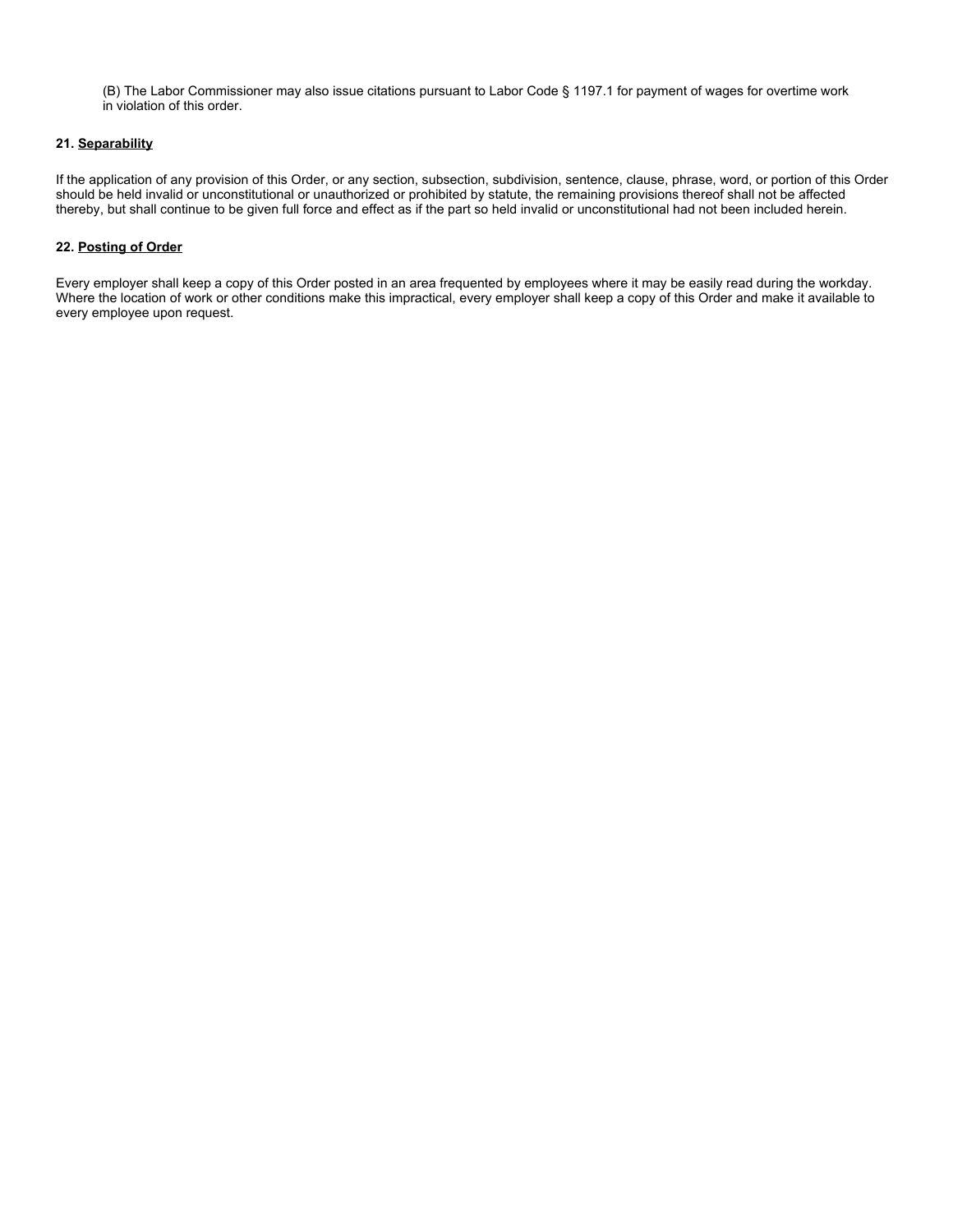(B) The Labor Commissioner may also issue citations pursuant to Labor Code § 1197.1 for payment of wages for overtime work in violation of this order.

**21. Separability**

If the application of any provision of this Order, or any section, subsection, subdivision, sentence, clause, phrase, word, or portion of this Order should be held invalid or unconstitutional or unauthorized or prohibited by statute, the remaining provisions thereof shall not be affected thereby, but shall continue to be given full force and effect as if the part so held invalid or unconstitutional had not been included herein.

**22. Posting of Order**

Every employer shall keep a copy of this Order posted in an area frequented by employees where it may be easily read during the workday. Where the location of work or other conditions make this impractical, every employer shall keep a copy of this Order and make it available to every employee upon request.